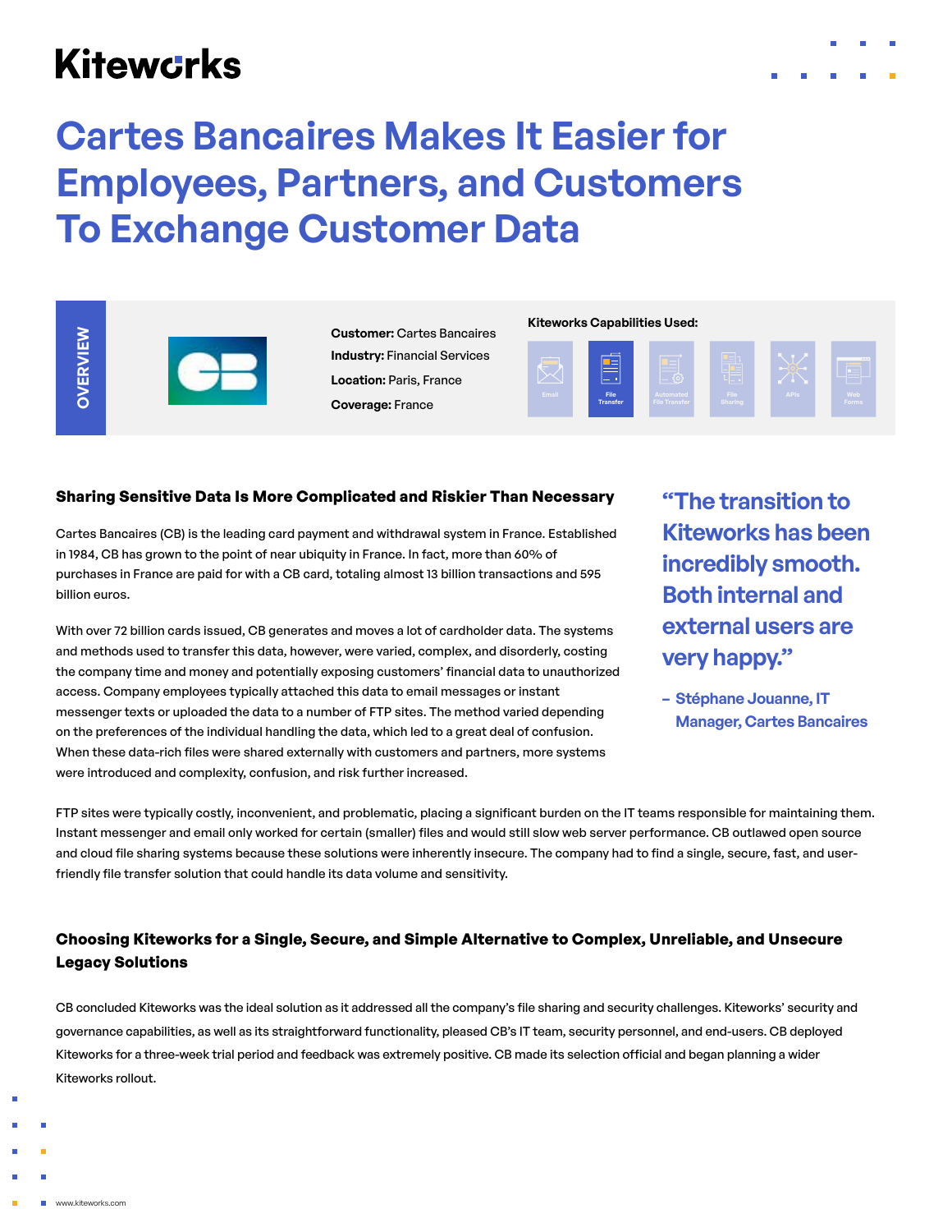# Cartes Bancaires Makes It Easier for Employees, Partners, and Customers To Exchange Customer Data

**OVERVIEW**

**Customer:** Cartes Bancaires
**Industry:** Financial Services
**Location:** Paris, France
**Coverage:** France

**Kiteworks Capabilities Used:**

Email | File Transfer | Automated File Transfer | File Sharing | APIs | Web Forms

## Sharing Sensitive Data Is More Complicated and Riskier Than Necessary

Cartes Bancaires (CB) is the leading card payment and withdrawal system in France. Established in 1984, CB has grown to the point of near ubiquity in France. In fact, more than 60% of purchases in France are paid for with a CB card, totaling almost 13 billion transactions and 595 billion euros.

With over 72 billion cards issued, CB generates and moves a lot of cardholder data. The systems and methods used to transfer this data, however, were varied, complex, and disorderly, costing the company time and money and potentially exposing customers' financial data to unauthorized access. Company employees typically attached this data to email messages or instant messenger texts or uploaded the data to a number of FTP sites. The method varied depending on the preferences of the individual handling the data, which led to a great deal of confusion. When these data-rich files were shared externally with customers and partners, more systems were introduced and complexity, confusion, and risk further increased.

> "The transition to Kiteworks has been incredibly smooth. Both internal and external users are very happy."
>
> – Stéphane Jouanne, IT Manager, Cartes Bancaires

FTP sites were typically costly, inconvenient, and problematic, placing a significant burden on the IT teams responsible for maintaining them. Instant messenger and email only worked for certain (smaller) files and would still slow web server performance. CB outlawed open source and cloud file sharing systems because these solutions were inherently insecure. The company had to find a single, secure, fast, and user-friendly file transfer solution that could handle its data volume and sensitivity.

## Choosing Kiteworks for a Single, Secure, and Simple Alternative to Complex, Unreliable, and Unsecure Legacy Solutions

CB concluded Kiteworks was the ideal solution as it addressed all the company's file sharing and security challenges. Kiteworks' security and governance capabilities, as well as its straightforward functionality, pleased CB's IT team, security personnel, and end-users. CB deployed Kiteworks for a three-week trial period and feedback was extremely positive. CB made its selection official and began planning a wider Kiteworks rollout.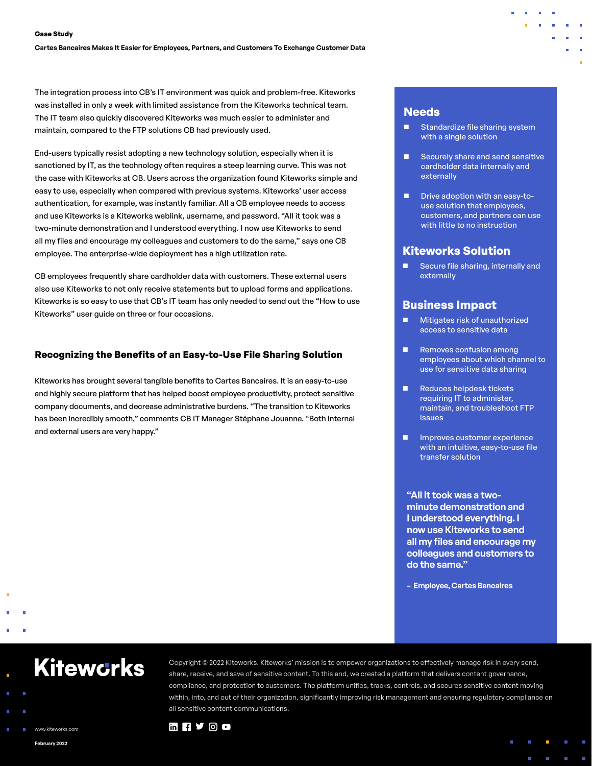The integration process into CB's IT environment was quick and problem-free. Kiteworks was installed in only a week with limited assistance from the Kiteworks technical team. The IT team also quickly discovered Kiteworks was much easier to administer and maintain, compared to the FTP solutions CB had previously used.

End-users typically resist adopting a new technology solution, especially when it is sanctioned by IT, as the technology often requires a steep learning curve. This was not the case with Kiteworks at CB. Users across the organization found Kiteworks simple and easy to use, especially when compared with previous systems. Kiteworks' user access authentication, for example, was instantly familiar. All a CB employee needs to access and use Kiteworks is a Kiteworks weblink, username, and password. "All it took was a two-minute demonstration and I understood everything. I now use Kiteworks to send all my files and encourage my colleagues and customers to do the same," says one CB employee. The enterprise-wide deployment has a high utilization rate.

CB employees frequently share cardholder data with customers. These external users also use Kiteworks to not only receive statements but to upload forms and applications. Kiteworks is so easy to use that CB's IT team has only needed to send out the "How to use Kiteworks" user guide on three or four occasions.

## Recognizing the Benefits of an Easy-to-Use File Sharing Solution

Kiteworks has brought several tangible benefits to Cartes Bancaires. It is an easy-to-use and highly secure platform that has helped boost employee productivity, protect sensitive company documents, and decrease administrative burdens. "The transition to Kiteworks has been incredibly smooth," comments CB IT Manager Stéphane Jouanne. "Both internal and external users are very happy."

## Needs

- Standardize file sharing system with a single solution
- Securely share and send sensitive cardholder data internally and externally
- Drive adoption with an easy-to-use solution that employees, customers, and partners can use with little to no instruction

## Kiteworks Solution

- Secure file sharing, internally and externally

## Business Impact

- Mitigates risk of unauthorized access to sensitive data
- Removes confusion among employees about which channel to use for sensitive data sharing
- Reduces helpdesk tickets requiring IT to administer, maintain, and troubleshoot FTP issues
- Improves customer experience with an intuitive, easy-to-use file transfer solution

> **"All it took was a two-minute demonstration and I understood everything. I now use Kiteworks to send all my files and encourage my colleagues and customers to do the same."**
>
> **– Employee, Cartes Bancaires**

**Kiteworks**

Copyright © 2022 Kiteworks. Kiteworks' mission is to empower organizations to effectively manage risk in every send, share, receive, and save of sensitive content. To this end, we created a platform that delivers content governance, compliance, and protection to customers. The platform unifies, tracks, controls, and secures sensitive content moving within, into, and out of their organization, significantly improving risk management and ensuring regulatory compliance on all sensitive content communications.

www.kiteworks.com

February 2022